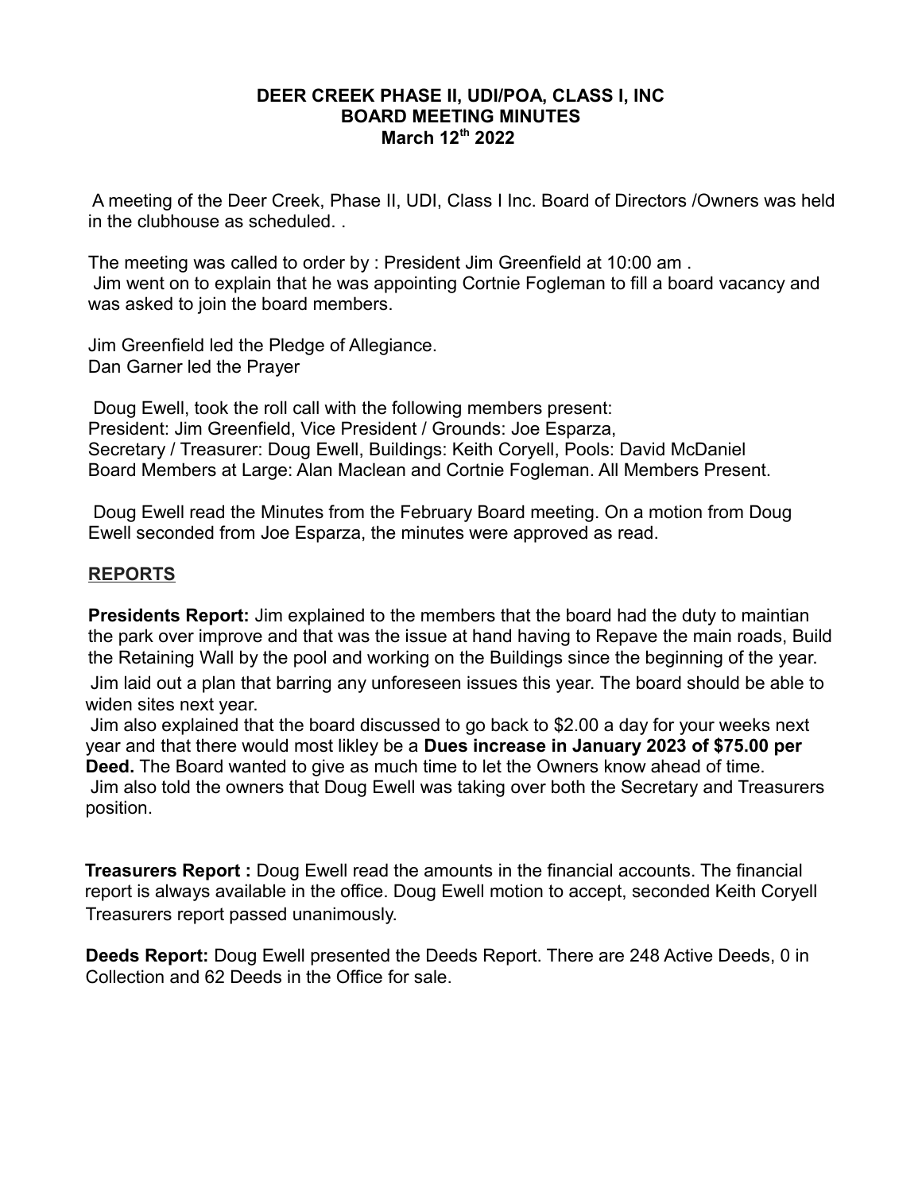# DEER CREEK PHASE II, UDI/POA, CLASS I, INC
## BOARD MEETING MINUTES
### March 12th 2022

A meeting of the Deer Creek, Phase II, UDI, Class I Inc. Board of Directors /Owners was held in the clubhouse as scheduled. .

The meeting was called to order by : President Jim Greenfield at 10:00 am .
Jim went on to explain that he was appointing Cortnie Fogleman to fill a board vacancy and was asked to join the board members.

Jim Greenfield led the Pledge of Allegiance.
Dan Garner led the Prayer

Doug Ewell, took the roll call with the following members present:
President: Jim Greenfield, Vice President / Grounds: Joe Esparza,
Secretary / Treasurer: Doug Ewell, Buildings: Keith Coryell, Pools: David McDaniel
Board Members at Large: Alan Maclean and Cortnie Fogleman. All Members Present.

Doug Ewell read the Minutes from the February Board meeting. On a motion from Doug Ewell seconded from Joe Esparza, the minutes were approved as read.

## REPORTS

**Presidents Report:** Jim explained to the members that the board had the duty to maintian the park over improve and that was the issue at hand having to Repave the main roads, Build the Retaining Wall by the pool and working on the Buildings since the beginning of the year.
Jim laid out a plan that barring any unforeseen issues this year. The board should be able to widen sites next year.
Jim also explained that the board discussed to go back to $2.00 a day for your weeks next year and that there would most likley be a **Dues increase in January 2023 of $75.00 per Deed.** The Board wanted to give as much time to let the Owners know ahead of time.
Jim also told the owners that Doug Ewell was taking over both the Secretary and Treasurers position.

**Treasurers Report :** Doug Ewell read the amounts in the financial accounts. The financial report is always available in the office. Doug Ewell motion to accept, seconded Keith Coryell Treasurers report passed unanimously.

**Deeds Report:** Doug Ewell presented the Deeds Report. There are 248 Active Deeds, 0 in Collection and 62 Deeds in the Office for sale.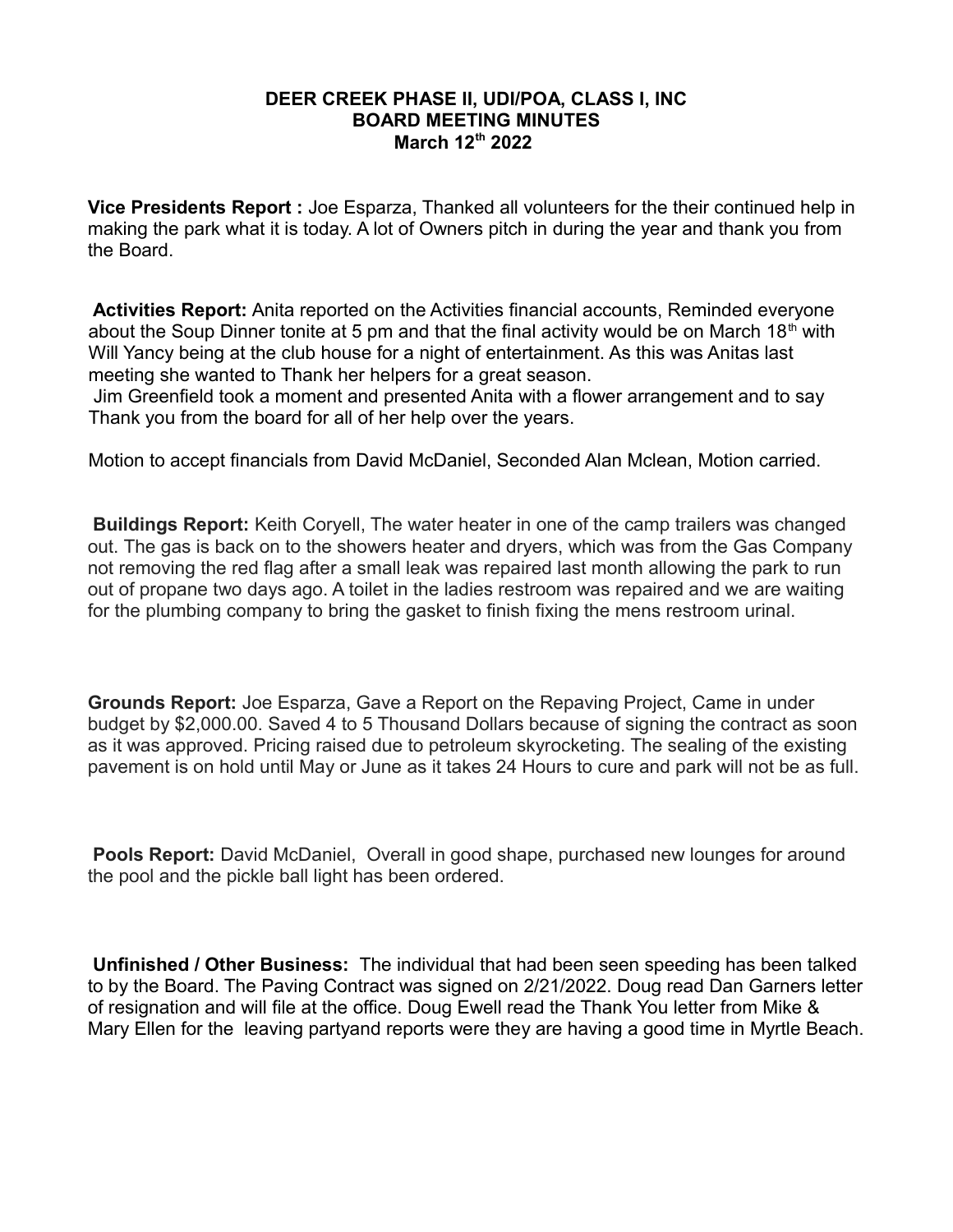**DEER CREEK PHASE II, UDI/POA, CLASS I, INC**
**BOARD MEETING MINUTES**
**March 12th 2022**

**Vice Presidents Report :** Joe Esparza, Thanked all volunteers for the their continued help in making the park what it is today. A lot of Owners pitch in during the year and thank you from the Board.

**Activities Report:** Anita reported on the Activities financial accounts, Reminded everyone about the Soup Dinner tonite at 5 pm and that the final activity would be on March 18th with Will Yancy being at the club house for a night of entertainment. As this was Anitas last meeting she wanted to Thank her helpers for a great season.

Jim Greenfield took a moment and presented Anita with a flower arrangement and to say Thank you from the board for all of her help over the years.

Motion to accept financials from David McDaniel, Seconded Alan Mclean, Motion carried.

**Buildings Report:** Keith Coryell, The water heater in one of the camp trailers was changed out. The gas is back on to the showers heater and dryers, which was from the Gas Company not removing the red flag after a small leak was repaired last month allowing the park to run out of propane two days ago. A toilet in the ladies restroom was repaired and we are waiting for the plumbing company to bring the gasket to finish fixing the mens restroom urinal.

**Grounds Report:** Joe Esparza, Gave a Report on the Repaving Project, Came in under budget by $2,000.00. Saved 4 to 5 Thousand Dollars because of signing the contract as soon as it was approved. Pricing raised due to petroleum skyrocketing. The sealing of the existing pavement is on hold until May or June as it takes 24 Hours to cure and park will not be as full.

**Pools Report:** David McDaniel, Overall in good shape, purchased new lounges for around the pool and the pickle ball light has been ordered.

**Unfinished / Other Business:** The individual that had been seen speeding has been talked to by the Board. The Paving Contract was signed on 2/21/2022. Doug read Dan Garners letter of resignation and will file at the office. Doug Ewell read the Thank You letter from Mike & Mary Ellen for the leaving partyand reports were they are having a good time in Myrtle Beach.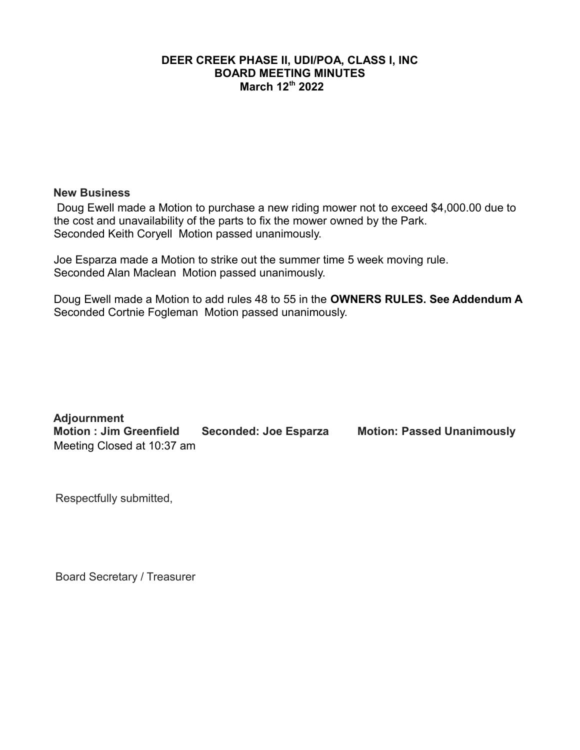**DEER CREEK PHASE II, UDI/POA, CLASS I, INC**
**BOARD MEETING MINUTES**
**March 12th 2022**

**New Business**

Doug Ewell made a Motion to purchase a new riding mower not to exceed $4,000.00 due to the cost and unavailability of the parts to fix the mower owned by the Park.
Seconded Keith Coryell Motion passed unanimously.

Joe Esparza made a Motion to strike out the summer time 5 week moving rule.
Seconded Alan Maclean Motion passed unanimously.

Doug Ewell made a Motion to add rules 48 to 55 in the **OWNERS RULES. See Addendum A**
Seconded Cortnie Fogleman Motion passed unanimously.

**Adjournment**
**Motion : Jim Greenfield Seconded: Joe Esparza Motion: Passed Unanimously**
Meeting Closed at 10:37 am

Respectfully submitted,

Board Secretary / Treasurer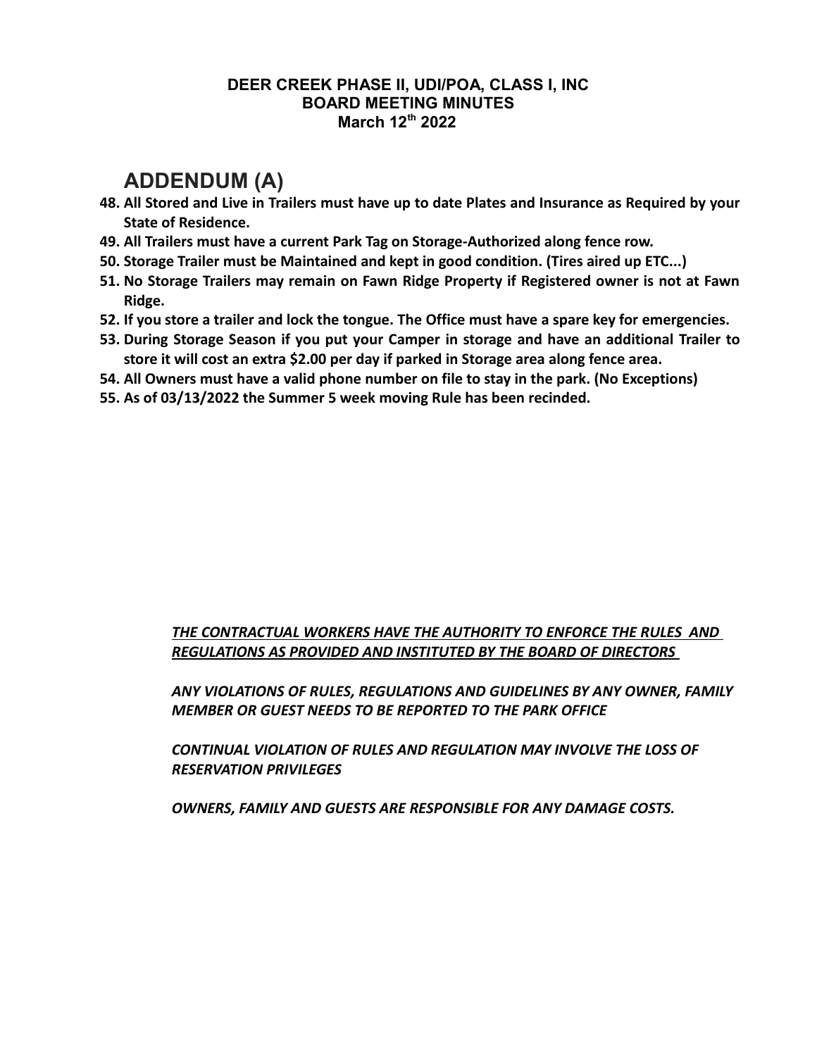**DEER CREEK PHASE II, UDI/POA, CLASS I, INC**
**BOARD MEETING MINUTES**
**March 12th 2022**

## ADDENDUM (A)

48. **All Stored and Live in Trailers must have up to date Plates and Insurance as Required by your State of Residence.**
49. **All Trailers must have a current Park Tag on Storage-Authorized along fence row.**
50. **Storage Trailer must be Maintained and kept in good condition. (Tires aired up ETC...)**
51. **No Storage Trailers may remain on Fawn Ridge Property if Registered owner is not at Fawn Ridge.**
52. **If you store a trailer and lock the tongue. The Office must have a spare key for emergencies.**
53. **During Storage Season if you put your Camper in storage and have an additional Trailer to store it will cost an extra $2.00 per day if parked in Storage area along fence area.**
54. **All Owners must have a valid phone number on file to stay in the park. (No Exceptions)**
55. **As of 03/13/2022 the Summer 5 week moving Rule has been recinded.**

***THE CONTRACTUAL WORKERS HAVE THE AUTHORITY TO ENFORCE THE RULES AND REGULATIONS AS PROVIDED AND INSTITUTED BY THE BOARD OF DIRECTORS***

*ANY VIOLATIONS OF RULES, REGULATIONS AND GUIDELINES BY ANY OWNER, FAMILY MEMBER OR GUEST NEEDS TO BE REPORTED TO THE PARK OFFICE*

*CONTINUAL VIOLATION OF RULES AND REGULATION MAY INVOLVE THE LOSS OF RESERVATION PRIVILEGES*

*OWNERS, FAMILY AND GUESTS ARE RESPONSIBLE FOR ANY DAMAGE COSTS.*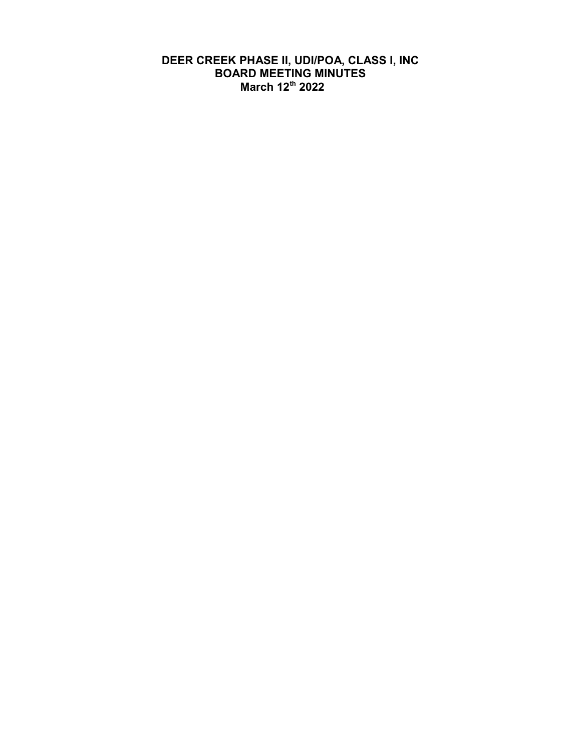**DEER CREEK PHASE II, UDI/POA, CLASS I, INC**
**BOARD MEETING MINUTES**
**March 12th 2022**